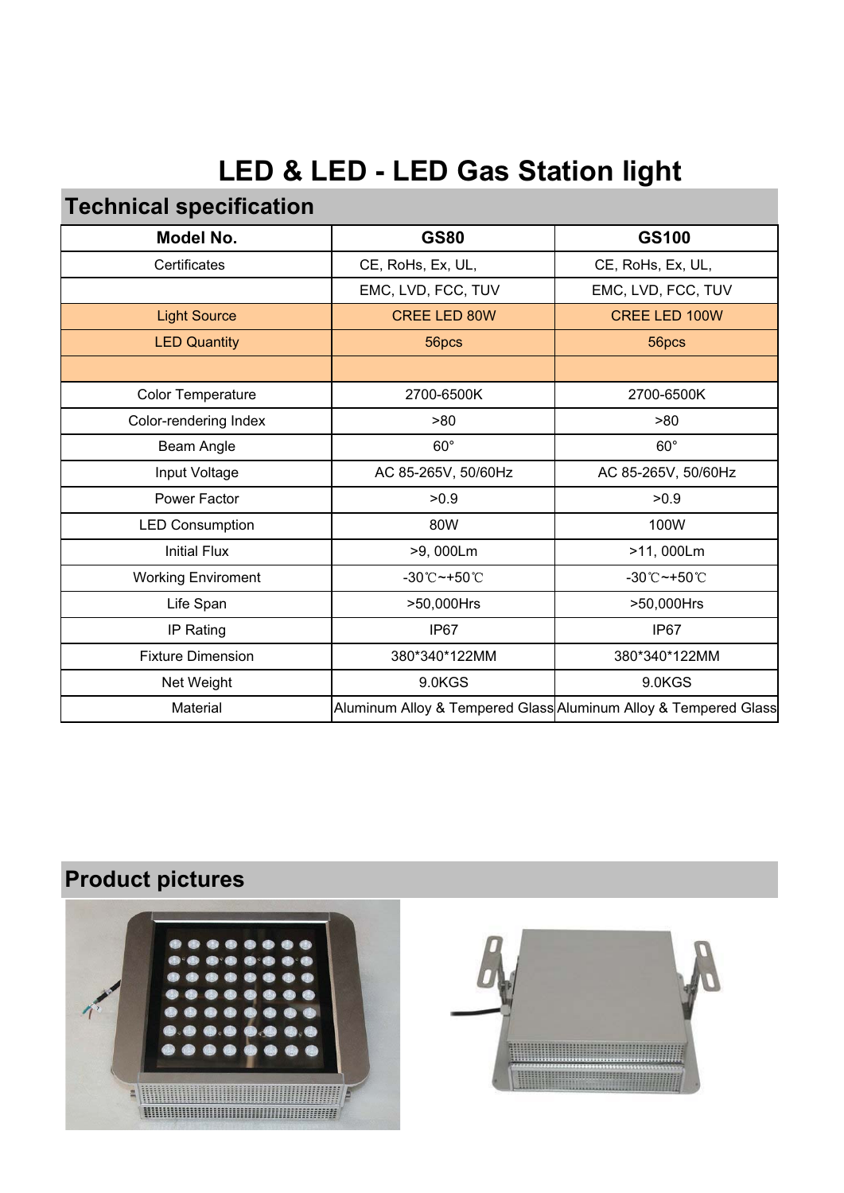# LED & LED - LED Gas Station light

## Technical specification

| Model No. | GS80 | GS100 |
|---|---|---|
| Certificates | CE, RoHs, Ex, UL, | CE, RoHs, Ex, UL, |
| | EMC, LVD, FCC, TUV | EMC, LVD, FCC, TUV |
| Light Source | CREE LED 80W | CREE LED 100W |
| LED Quantity | 56pcs | 56pcs |
| | | |
| Color Temperature | 2700-6500K | 2700-6500K |
| Color-rendering Index | >80 | >80 |
| Beam Angle | 60° | 60° |
| Input Voltage | AC 85-265V, 50/60Hz | AC 85-265V, 50/60Hz |
| Power Factor | >0.9 | >0.9 |
| LED Consumption | 80W | 100W |
| Initial Flux | >9, 000Lm | >11, 000Lm |
| Working Enviroment | -30℃~+50℃ | -30℃~+50℃ |
| Life Span | >50,000Hrs | >50,000Hrs |
| IP Rating | IP67 | IP67 |
| Fixture Dimension | 380*340*122MM | 380*340*122MM |
| Net Weight | 9.0KGS | 9.0KGS |
| Material | Aluminum Alloy & Tempered Glass | Aluminum Alloy & Tempered Glass |

## Product pictures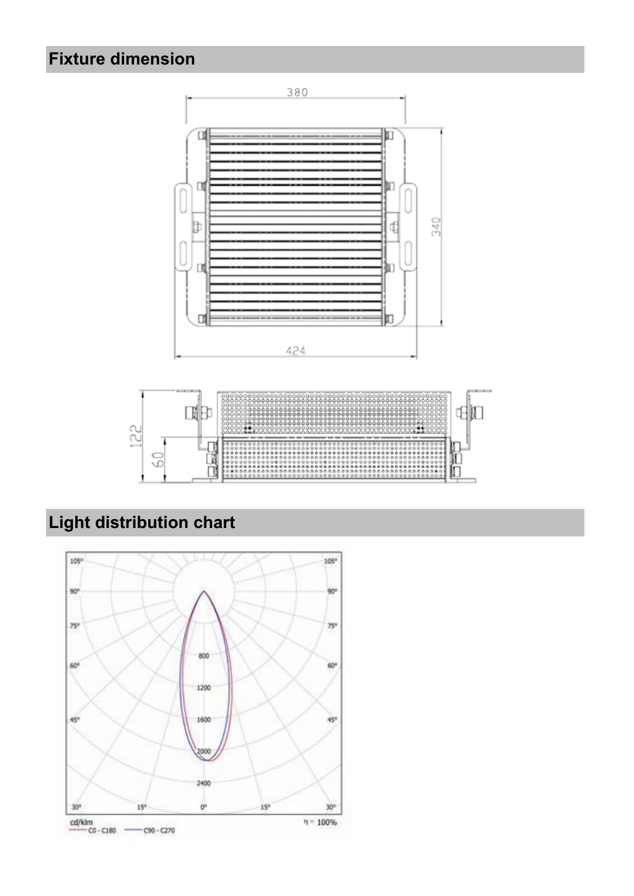## Fixture dimension

380

340

424

122

60

## Light distribution chart

105° 105°

90° 90°

75° 75°

60° 60°

45° 45°

30° 15° 0° 15° 30°

800

1200

1600

2000

2400

cd/klm

C0 - C180 C90 - C270

η = 100%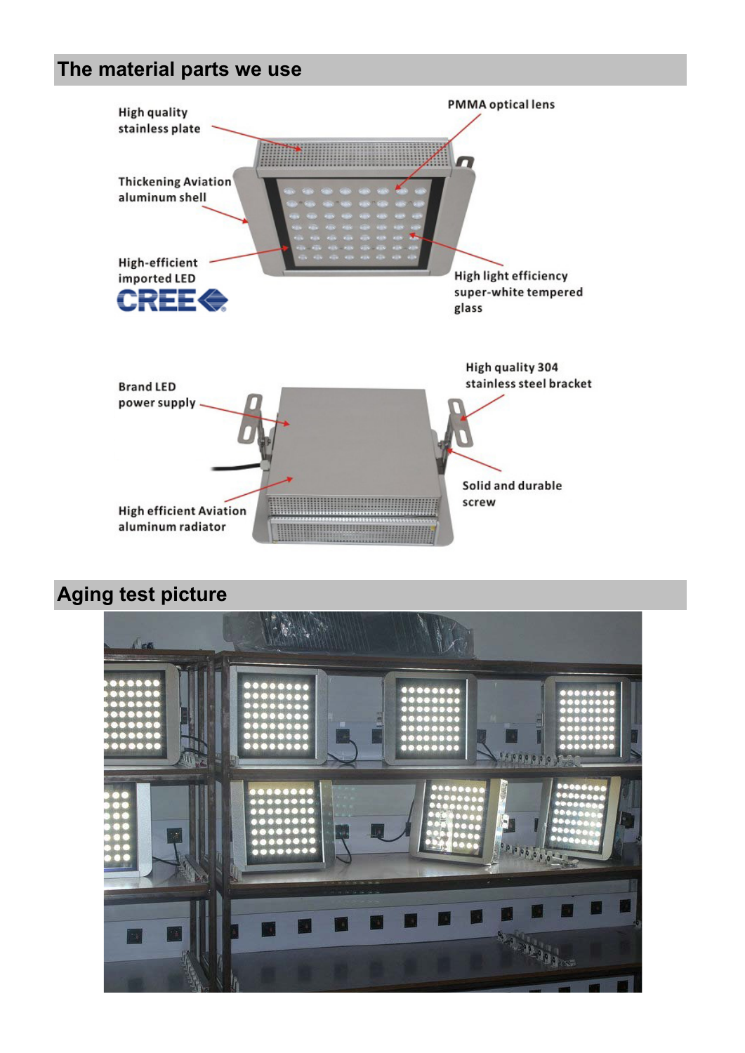## The material parts we use

High quality stainless plate

PMMA optical lens

Thickening Aviation aluminum shell

High-efficient imported LED

CREE

High light efficiency super-white tempered glass

Brand LED power supply

High quality 304 stainless steel bracket

Solid and durable screw

High efficient Aviation aluminum radiator

## Aging test picture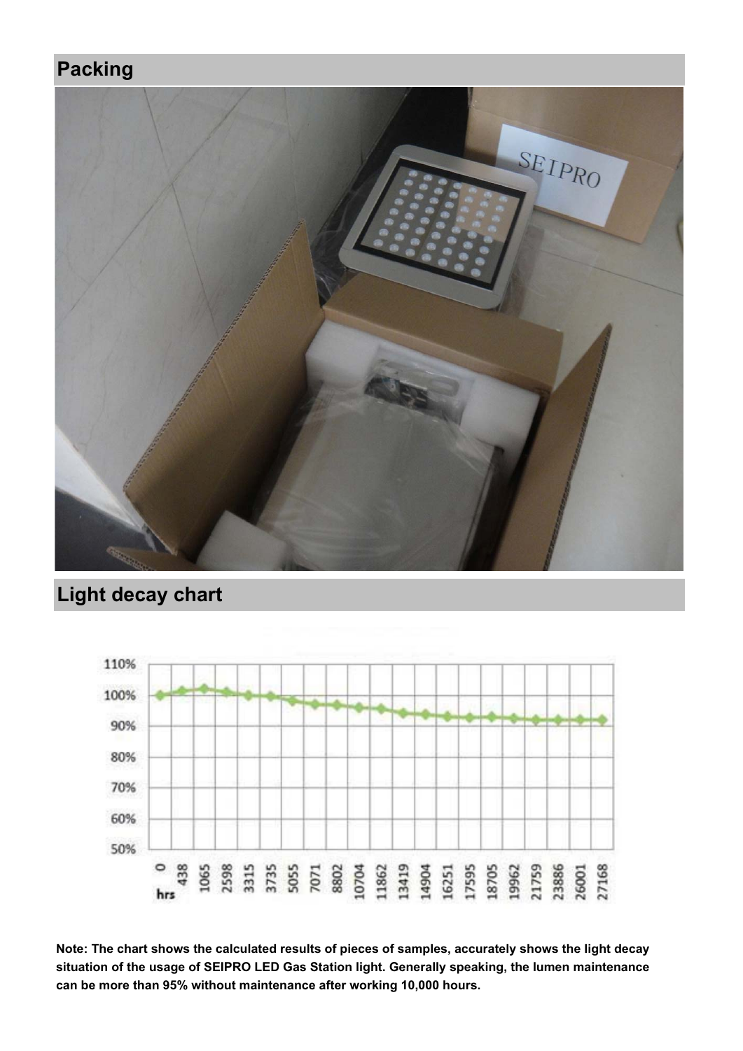## Packing

## Light decay chart

Note: The chart shows the calculated results of pieces of samples, accurately shows the light decay situation of the usage of SEIPRO LED Gas Station light. Generally speaking, the lumen maintenance can be more than 95% without maintenance after working 10,000 hours.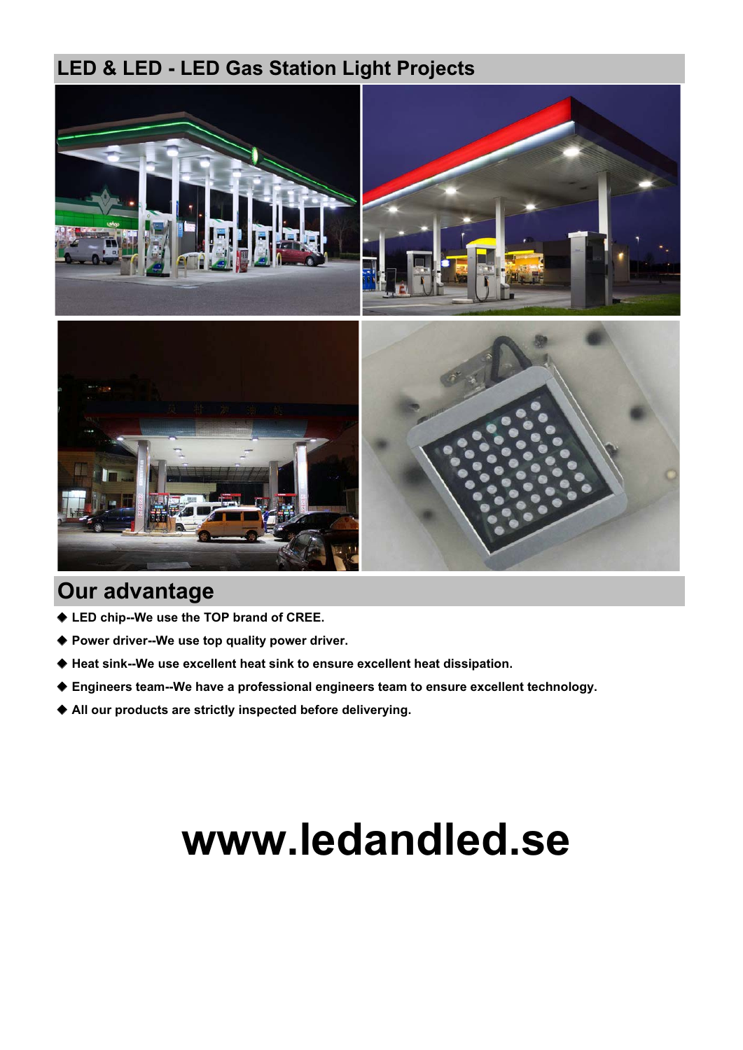## LED & LED - LED Gas Station Light Projects

## Our advantage

- LED chip--We use the TOP brand of CREE.
- Power driver--We use top quality power driver.
- Heat sink--We use excellent heat sink to ensure excellent heat dissipation.
- Engineers team--We have a professional engineers team to ensure excellent technology.
- All our products are strictly inspected before deliverying.

# www.ledandled.se